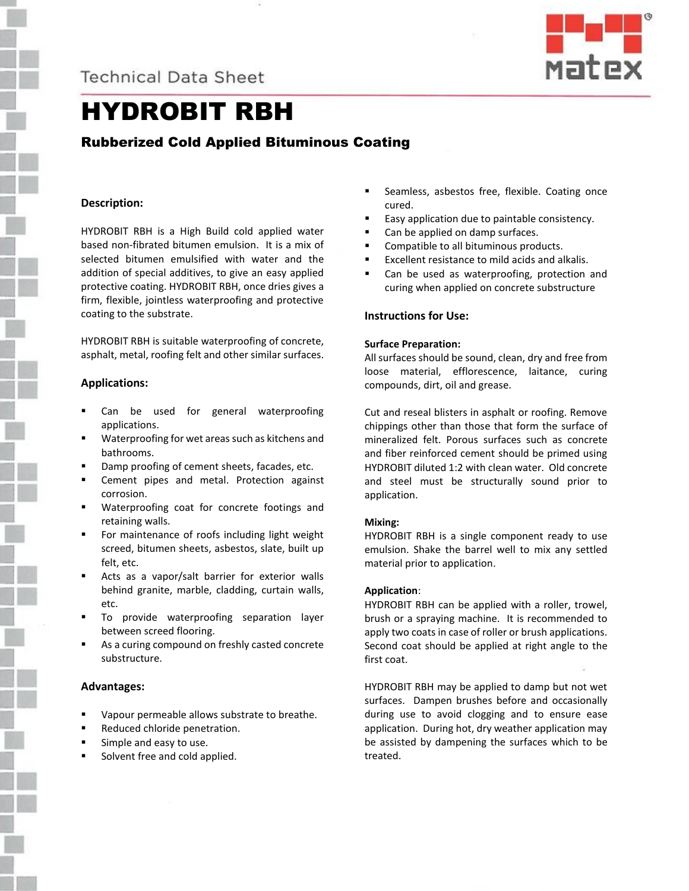Technical Data Sheet

# HYDROBIT RBH

### Rubberized Cold Applied Bituminous Coating

## Description:

HYDROBIT RBH is a High Build cold applied water based non-fibrated bitumen emulsion. It is a mix of selected bitumen emulsified with water and the addition of special additives, to give an easy applied protective coating. HYDROBIT RBH, once dries gives a firm, flexible, jointless waterproofing and protective coating to the substrate.

HYDROBIT RBH is suitable waterproofing of concrete, asphalt, metal, roofing felt and other similar surfaces.

## Applications:

- Can be used for general waterproofing applications.
- Waterproofing for wet areas such as kitchens and bathrooms.
- Damp proofing of cement sheets, facades, etc.
- Cement pipes and metal. Protection against corrosion.
- Waterproofing coat for concrete footings and retaining walls.
- For maintenance of roofs including light weight screed, bitumen sheets, asbestos, slate, built up felt, etc.
- Acts as a vapor/salt barrier for exterior walls behind granite, marble, cladding, curtain walls, etc.
- To provide waterproofing separation layer between screed flooring.
- As a curing compound on freshly casted concrete substructure.

## Advantages:

- Vapour permeable allows substrate to breathe.
- Reduced chloride penetration.
- Simple and easy to use.
- Solvent free and cold applied.
- Seamless, asbestos free, flexible. Coating once cured.
- Easy application due to paintable consistency.
- Can be applied on damp surfaces.
- Compatible to all bituminous products.
- Excellent resistance to mild acids and alkalis.
- Can be used as waterproofing, protection and curing when applied on concrete substructure

## Instructions for Use:

**Surface Preparation:**

All surfaces should be sound, clean, dry and free from loose material, efflorescence, laitance, curing compounds, dirt, oil and grease.

Cut and reseal blisters in asphalt or roofing. Remove chippings other than those that form the surface of mineralized felt. Porous surfaces such as concrete and fiber reinforced cement should be primed using HYDROBIT diluted 1:2 with clean water. Old concrete and steel must be structurally sound prior to application.

**Mixing:**

HYDROBIT RBH is a single component ready to use emulsion. Shake the barrel well to mix any settled material prior to application.

**Application**:

HYDROBIT RBH can be applied with a roller, trowel, brush or a spraying machine. It is recommended to apply two coats in case of roller or brush applications. Second coat should be applied at right angle to the first coat.

HYDROBIT RBH may be applied to damp but not wet surfaces. Dampen brushes before and occasionally during use to avoid clogging and to ensure ease application. During hot, dry weather application may be assisted by dampening the surfaces which to be treated.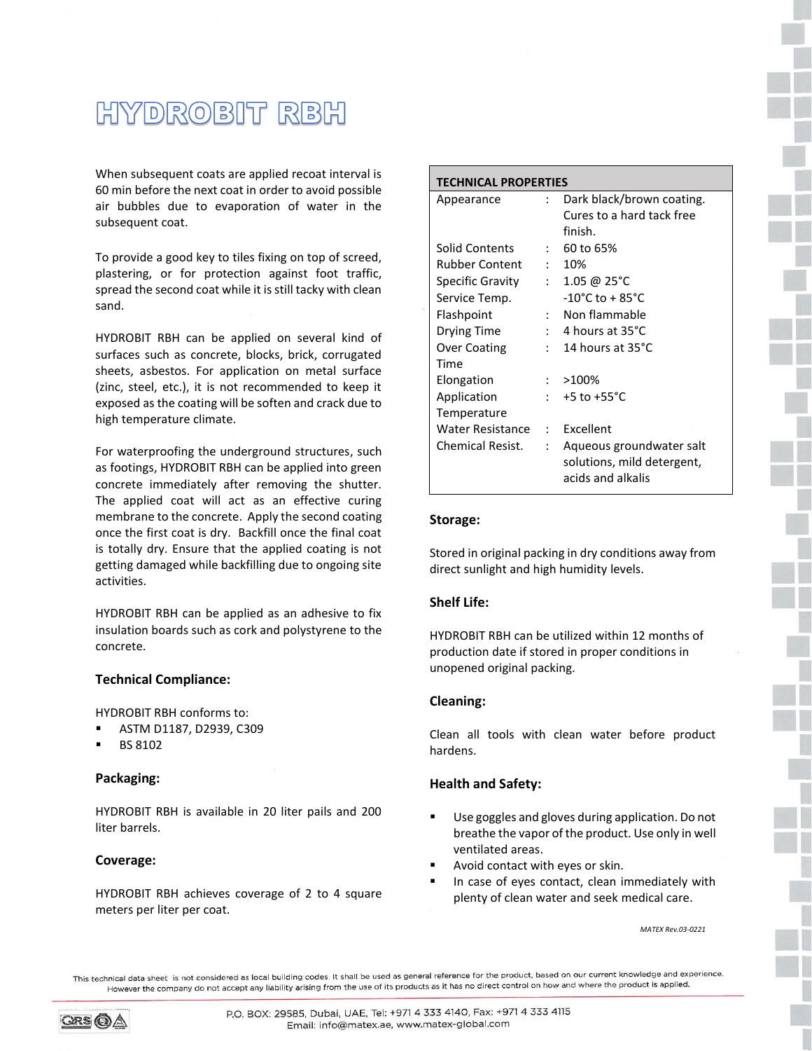# HYDROBIT RBH

When subsequent coats are applied recoat interval is 60 min before the next coat in order to avoid possible air bubbles due to evaporation of water in the subsequent coat.

To provide a good key to tiles fixing on top of screed, plastering, or for protection against foot traffic, spread the second coat while it is still tacky with clean sand.

HYDROBIT RBH can be applied on several kind of surfaces such as concrete, blocks, brick, corrugated sheets, asbestos. For application on metal surface (zinc, steel, etc.), it is not recommended to keep it exposed as the coating will be soften and crack due to high temperature climate.

For waterproofing the underground structures, such as footings, HYDROBIT RBH can be applied into green concrete immediately after removing the shutter. The applied coat will act as an effective curing membrane to the concrete. Apply the second coating once the first coat is dry. Backfill once the final coat is totally dry. Ensure that the applied coating is not getting damaged while backfilling due to ongoing site activities.

HYDROBIT RBH can be applied as an adhesive to fix insulation boards such as cork and polystyrene to the concrete.

## Technical Compliance:

HYDROBIT RBH conforms to:

- ASTM D1187, D2939, C309
- BS 8102

## Packaging:

HYDROBIT RBH is available in 20 liter pails and 200 liter barrels.

## Coverage:

HYDROBIT RBH achieves coverage of 2 to 4 square meters per liter per coat.

| TECHNICAL PROPERTIES | | |
|---|---|---|
| Appearance | : | Dark black/brown coating. Cures to a hard tack free finish. |
| Solid Contents | : | 60 to 65% |
| Rubber Content | : | 10% |
| Specific Gravity | : | 1.05 @ 25°C |
| Service Temp. | : | -10°C to + 85°C |
| Flashpoint | : | Non flammable |
| Drying Time | : | 4 hours at 35°C |
| Over Coating Time | : | 14 hours at 35°C |
| Elongation | : | >100% |
| Application Temperature | : | +5 to +55°C |
| Water Resistance | : | Excellent |
| Chemical Resist. | : | Aqueous groundwater salt solutions, mild detergent, acids and alkalis |

## Storage:

Stored in original packing in dry conditions away from direct sunlight and high humidity levels.

## Shelf Life:

HYDROBIT RBH can be utilized within 12 months of production date if stored in proper conditions in unopened original packing.

## Cleaning:

Clean all tools with clean water before product hardens.

## Health and Safety:

- Use goggles and gloves during application. Do not breathe the vapor of the product. Use only in well ventilated areas.
- Avoid contact with eyes or skin.
- In case of eyes contact, clean immediately with plenty of clean water and seek medical care.

*MATEX Rev.03-0221*

This technical data sheet is not considered as local building codes. It shall be used as general reference for the product, based on our current knowledge and experience. However the company do not accept any liability arising from the use of its products as it has no direct control on how and where the product is applied.

P.O. BOX: 29585, Dubai, UAE, Tel: +971 4 333 4140, Fax: +971 4 333 4115
Email: info@matex.ae, www.matex-global.com